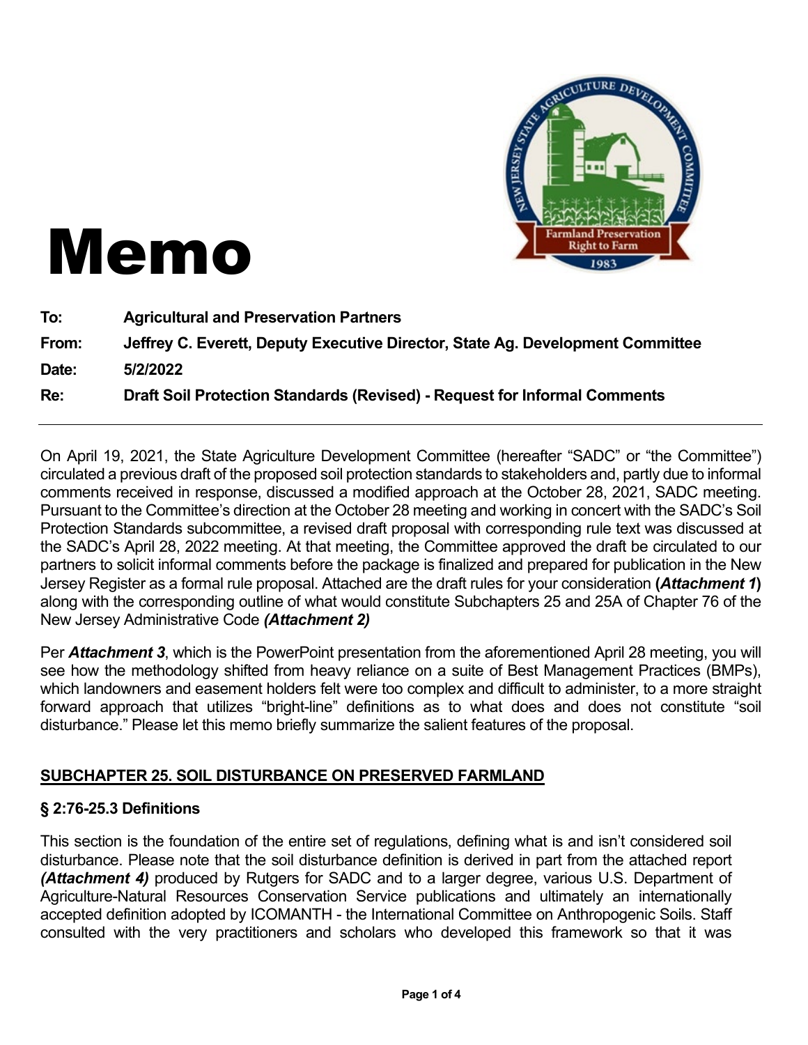# Memo

**To:** Agricultural and Preservation Partners

**From:** Jeffrey C. Everett, Deputy Executive Director, State Ag. Development Committee

**Date:** 5/2/2022

**Re:** Draft Soil Protection Standards (Revised) - Request for Informal Comments

---

On April 19, 2021, the State Agriculture Development Committee (hereafter "SADC" or "the Committee") circulated a previous draft of the proposed soil protection standards to stakeholders and, partly due to informal comments received in response, discussed a modified approach at the October 28, 2021, SADC meeting. Pursuant to the Committee's direction at the October 28 meeting and working in concert with the SADC's Soil Protection Standards subcommittee, a revised draft proposal with corresponding rule text was discussed at the SADC's April 28, 2022 meeting. At that meeting, the Committee approved the draft be circulated to our partners to solicit informal comments before the package is finalized and prepared for publication in the New Jersey Register as a formal rule proposal. Attached are the draft rules for your consideration **(*Attachment 1*)** along with the corresponding outline of what would constitute Subchapters 25 and 25A of Chapter 76 of the New Jersey Administrative Code ***(Attachment 2)***

Per ***Attachment 3***, which is the PowerPoint presentation from the aforementioned April 28 meeting, you will see how the methodology shifted from heavy reliance on a suite of Best Management Practices (BMPs), which landowners and easement holders felt were too complex and difficult to administer, to a more straight forward approach that utilizes "bright-line" definitions as to what does and does not constitute "soil disturbance." Please let this memo briefly summarize the salient features of the proposal.

## SUBCHAPTER 25. SOIL DISTURBANCE ON PRESERVED FARMLAND

### § 2:76-25.3 Definitions

This section is the foundation of the entire set of regulations, defining what is and isn't considered soil disturbance. Please note that the soil disturbance definition is derived in part from the attached report ***(Attachment 4)*** produced by Rutgers for SADC and to a larger degree, various U.S. Department of Agriculture-Natural Resources Conservation Service publications and ultimately an internationally accepted definition adopted by ICOMANTH - the International Committee on Anthropogenic Soils. Staff consulted with the very practitioners and scholars who developed this framework so that it was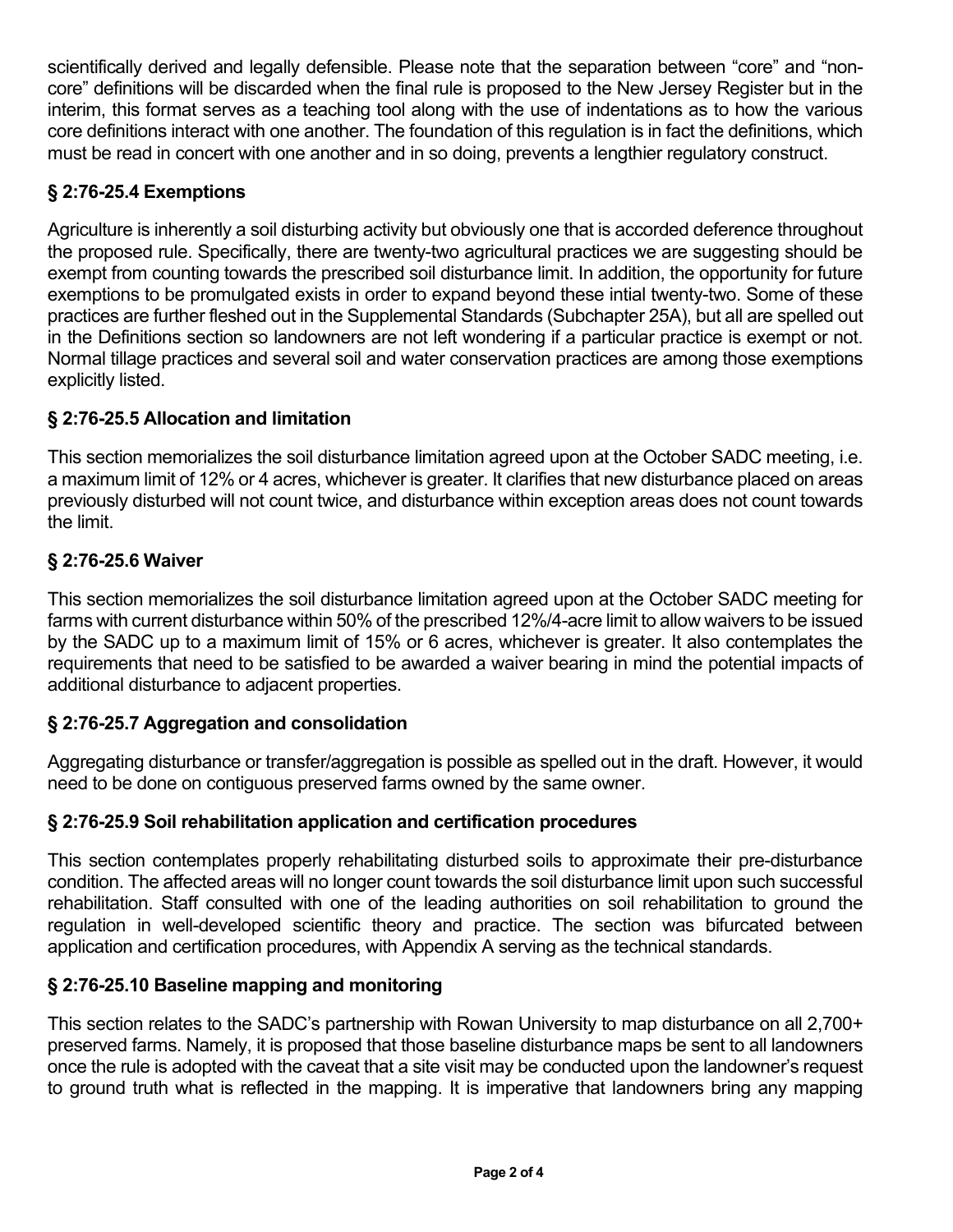scientifically derived and legally defensible. Please note that the separation between "core" and "non-core" definitions will be discarded when the final rule is proposed to the New Jersey Register but in the interim, this format serves as a teaching tool along with the use of indentations as to how the various core definitions interact with one another. The foundation of this regulation is in fact the definitions, which must be read in concert with one another and in so doing, prevents a lengthier regulatory construct.

### § 2:76-25.4 Exemptions

Agriculture is inherently a soil disturbing activity but obviously one that is accorded deference throughout the proposed rule. Specifically, there are twenty-two agricultural practices we are suggesting should be exempt from counting towards the prescribed soil disturbance limit. In addition, the opportunity for future exemptions to be promulgated exists in order to expand beyond these intial twenty-two. Some of these practices are further fleshed out in the Supplemental Standards (Subchapter 25A), but all are spelled out in the Definitions section so landowners are not left wondering if a particular practice is exempt or not. Normal tillage practices and several soil and water conservation practices are among those exemptions explicitly listed.

### § 2:76-25.5 Allocation and limitation

This section memorializes the soil disturbance limitation agreed upon at the October SADC meeting, i.e. a maximum limit of 12% or 4 acres, whichever is greater. It clarifies that new disturbance placed on areas previously disturbed will not count twice, and disturbance within exception areas does not count towards the limit.

### § 2:76-25.6 Waiver

This section memorializes the soil disturbance limitation agreed upon at the October SADC meeting for farms with current disturbance within 50% of the prescribed 12%/4-acre limit to allow waivers to be issued by the SADC up to a maximum limit of 15% or 6 acres, whichever is greater. It also contemplates the requirements that need to be satisfied to be awarded a waiver bearing in mind the potential impacts of additional disturbance to adjacent properties.

### § 2:76-25.7 Aggregation and consolidation

Aggregating disturbance or transfer/aggregation is possible as spelled out in the draft. However, it would need to be done on contiguous preserved farms owned by the same owner.

### § 2:76-25.9 Soil rehabilitation application and certification procedures

This section contemplates properly rehabilitating disturbed soils to approximate their pre-disturbance condition. The affected areas will no longer count towards the soil disturbance limit upon such successful rehabilitation. Staff consulted with one of the leading authorities on soil rehabilitation to ground the regulation in well-developed scientific theory and practice. The section was bifurcated between application and certification procedures, with Appendix A serving as the technical standards.

### § 2:76-25.10 Baseline mapping and monitoring

This section relates to the SADC's partnership with Rowan University to map disturbance on all 2,700+ preserved farms. Namely, it is proposed that those baseline disturbance maps be sent to all landowners once the rule is adopted with the caveat that a site visit may be conducted upon the landowner's request to ground truth what is reflected in the mapping. It is imperative that landowners bring any mapping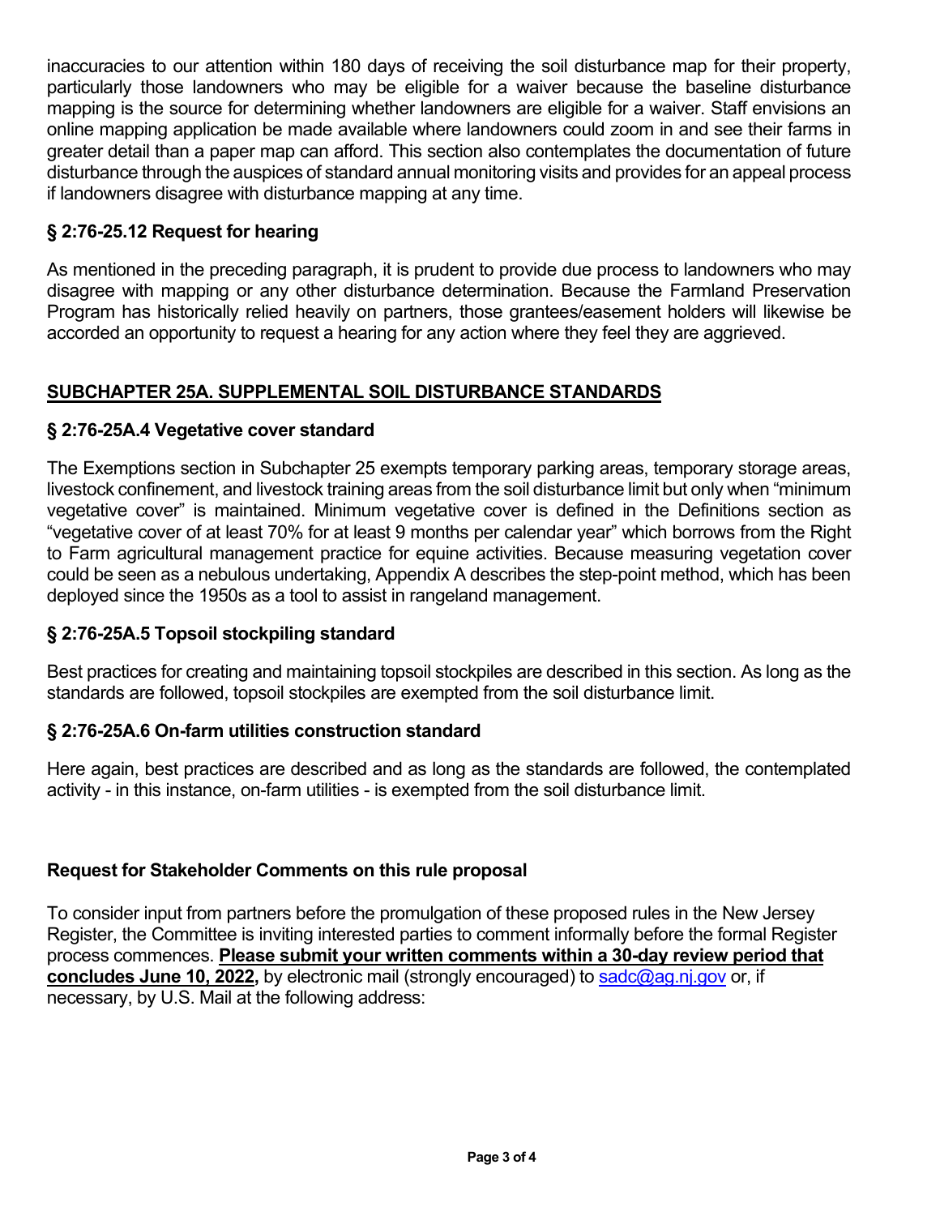inaccuracies to our attention within 180 days of receiving the soil disturbance map for their property, particularly those landowners who may be eligible for a waiver because the baseline disturbance mapping is the source for determining whether landowners are eligible for a waiver. Staff envisions an online mapping application be made available where landowners could zoom in and see their farms in greater detail than a paper map can afford. This section also contemplates the documentation of future disturbance through the auspices of standard annual monitoring visits and provides for an appeal process if landowners disagree with disturbance mapping at any time.

### § 2:76-25.12 Request for hearing

As mentioned in the preceding paragraph, it is prudent to provide due process to landowners who may disagree with mapping or any other disturbance determination. Because the Farmland Preservation Program has historically relied heavily on partners, those grantees/easement holders will likewise be accorded an opportunity to request a hearing for any action where they feel they are aggrieved.

## SUBCHAPTER 25A. SUPPLEMENTAL SOIL DISTURBANCE STANDARDS

### § 2:76-25A.4 Vegetative cover standard

The Exemptions section in Subchapter 25 exempts temporary parking areas, temporary storage areas, livestock confinement, and livestock training areas from the soil disturbance limit but only when "minimum vegetative cover" is maintained. Minimum vegetative cover is defined in the Definitions section as "vegetative cover of at least 70% for at least 9 months per calendar year" which borrows from the Right to Farm agricultural management practice for equine activities. Because measuring vegetation cover could be seen as a nebulous undertaking, Appendix A describes the step-point method, which has been deployed since the 1950s as a tool to assist in rangeland management.

### § 2:76-25A.5 Topsoil stockpiling standard

Best practices for creating and maintaining topsoil stockpiles are described in this section. As long as the standards are followed, topsoil stockpiles are exempted from the soil disturbance limit.

### § 2:76-25A.6 On-farm utilities construction standard

Here again, best practices are described and as long as the standards are followed, the contemplated activity - in this instance, on-farm utilities - is exempted from the soil disturbance limit.

### Request for Stakeholder Comments on this rule proposal

To consider input from partners before the promulgation of these proposed rules in the New Jersey Register, the Committee is inviting interested parties to comment informally before the formal Register process commences. **Please submit your written comments within a 30-day review period that concludes June 10, 2022,** by electronic mail (strongly encouraged) to sadc@ag.nj.gov or, if necessary, by U.S. Mail at the following address: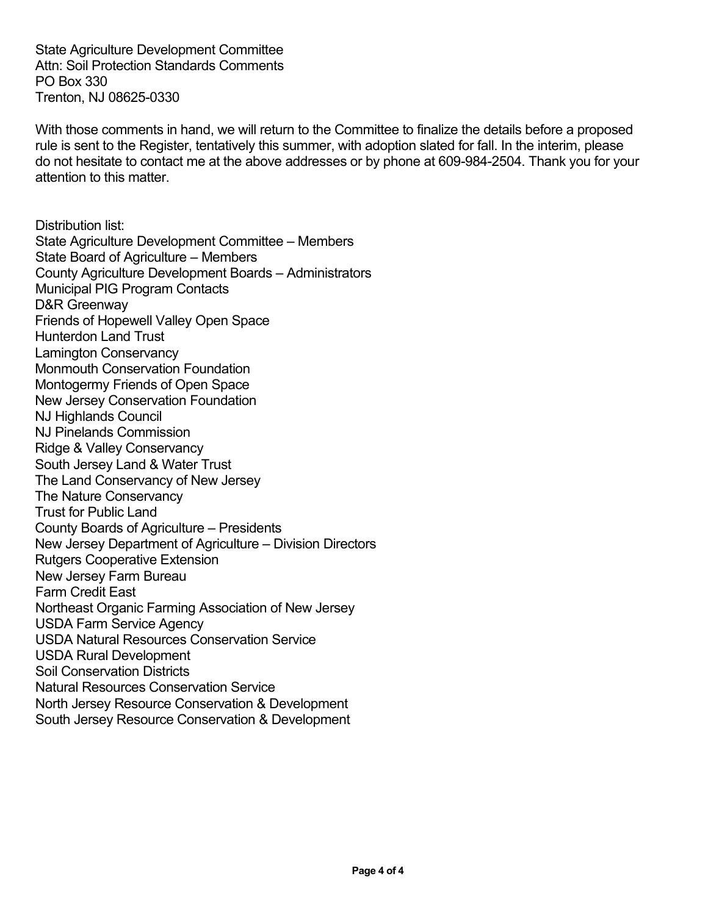State Agriculture Development Committee
Attn: Soil Protection Standards Comments
PO Box 330
Trenton, NJ 08625-0330

With those comments in hand, we will return to the Committee to finalize the details before a proposed rule is sent to the Register, tentatively this summer, with adoption slated for fall. In the interim, please do not hesitate to contact me at the above addresses or by phone at 609-984-2504. Thank you for your attention to this matter.

Distribution list:
State Agriculture Development Committee – Members
State Board of Agriculture – Members
County Agriculture Development Boards – Administrators
Municipal PIG Program Contacts
D&R Greenway
Friends of Hopewell Valley Open Space
Hunterdon Land Trust
Lamington Conservancy
Monmouth Conservation Foundation
Montogermy Friends of Open Space
New Jersey Conservation Foundation
NJ Highlands Council
NJ Pinelands Commission
Ridge & Valley Conservancy
South Jersey Land & Water Trust
The Land Conservancy of New Jersey
The Nature Conservancy
Trust for Public Land
County Boards of Agriculture – Presidents
New Jersey Department of Agriculture – Division Directors
Rutgers Cooperative Extension
New Jersey Farm Bureau
Farm Credit East
Northeast Organic Farming Association of New Jersey
USDA Farm Service Agency
USDA Natural Resources Conservation Service
USDA Rural Development
Soil Conservation Districts
Natural Resources Conservation Service
North Jersey Resource Conservation & Development
South Jersey Resource Conservation & Development